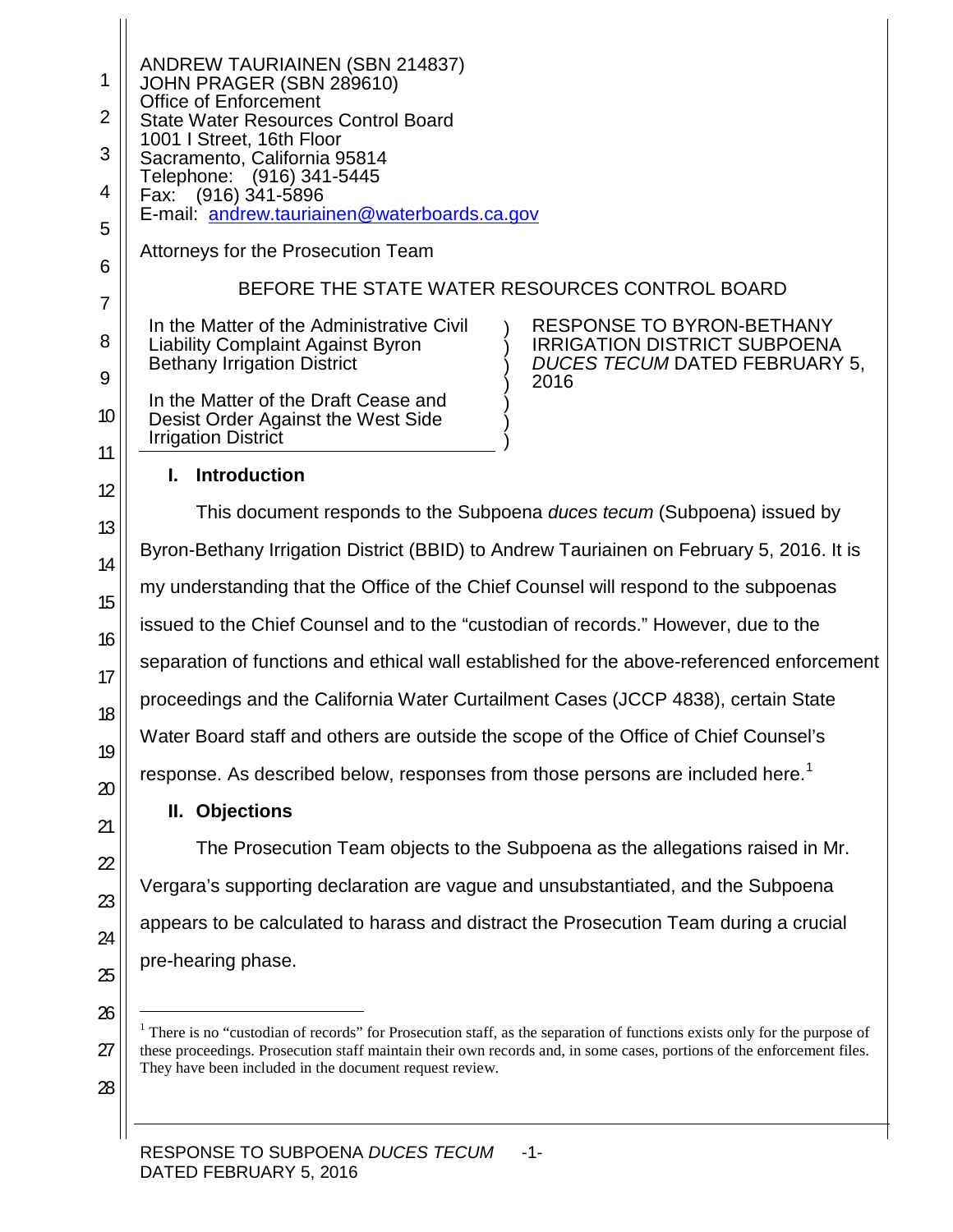ANDREW TAURIAINEN (SBN 214837)
JOHN PRAGER (SBN 289610)
Office of Enforcement
State Water Resources Control Board
1001 I Street, 16th Floor
Sacramento, California 95814
Telephone: (916) 341-5445
Fax: (916) 341-5896
E-mail: andrew.tauriainen@waterboards.ca.gov

Attorneys for the Prosecution Team

BEFORE THE STATE WATER RESOURCES CONTROL BOARD

| | |
|---|---|
| In the Matter of the Administrative Civil Liability Complaint Against Byron Bethany Irrigation District<br><br>In the Matter of the Draft Cease and Desist Order Against the West Side Irrigation District | RESPONSE TO BYRON-BETHANY IRRIGATION DISTRICT SUBPOENA *DUCES TECUM* DATED FEBRUARY 5, 2016 |

## I. Introduction

This document responds to the Subpoena *duces tecum* (Subpoena) issued by Byron-Bethany Irrigation District (BBID) to Andrew Tauriainen on February 5, 2016. It is my understanding that the Office of the Chief Counsel will respond to the subpoenas issued to the Chief Counsel and to the "custodian of records." However, due to the separation of functions and ethical wall established for the above-referenced enforcement proceedings and the California Water Curtailment Cases (JCCP 4838), certain State Water Board staff and others are outside the scope of the Office of Chief Counsel's response. As described below, responses from those persons are included here.[1]

## II. Objections

The Prosecution Team objects to the Subpoena as the allegations raised in Mr. Vergara's supporting declaration are vague and unsubstantiated, and the Subpoena appears to be calculated to harass and distract the Prosecution Team during a crucial pre-hearing phase.

[1] There is no "custodian of records" for Prosecution staff, as the separation of functions exists only for the purpose of these proceedings. Prosecution staff maintain their own records and, in some cases, portions of the enforcement files. They have been included in the document request review.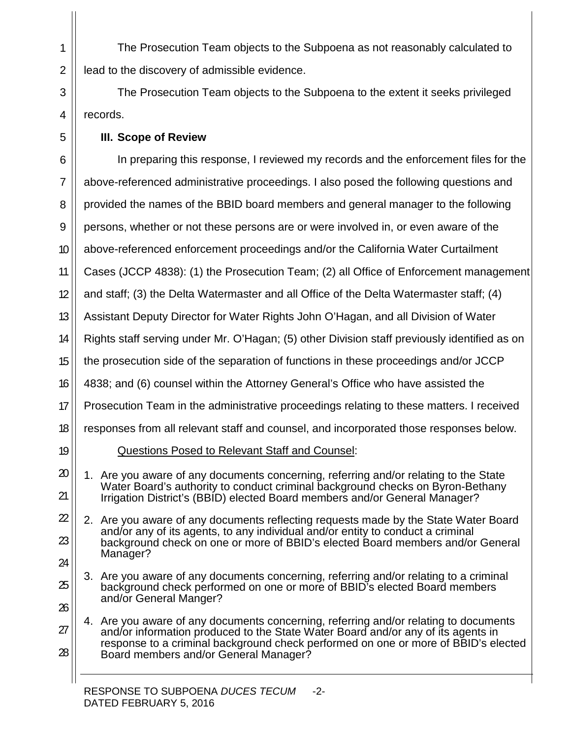The Prosecution Team objects to the Subpoena as not reasonably calculated to lead to the discovery of admissible evidence.

The Prosecution Team objects to the Subpoena to the extent it seeks privileged records.

### III. Scope of Review

In preparing this response, I reviewed my records and the enforcement files for the above-referenced administrative proceedings. I also posed the following questions and provided the names of the BBID board members and general manager to the following persons, whether or not these persons are or were involved in, or even aware of the above-referenced enforcement proceedings and/or the California Water Curtailment Cases (JCCP 4838): (1) the Prosecution Team; (2) all Office of Enforcement management and staff; (3) the Delta Watermaster and all Office of the Delta Watermaster staff; (4) Assistant Deputy Director for Water Rights John O'Hagan, and all Division of Water Rights staff serving under Mr. O'Hagan; (5) other Division staff previously identified as on the prosecution side of the separation of functions in these proceedings and/or JCCP 4838; and (6) counsel within the Attorney General's Office who have assisted the Prosecution Team in the administrative proceedings relating to these matters. I received responses from all relevant staff and counsel, and incorporated those responses below.

Questions Posed to Relevant Staff and Counsel:

1. Are you aware of any documents concerning, referring and/or relating to the State Water Board's authority to conduct criminal background checks on Byron-Bethany Irrigation District's (BBID) elected Board members and/or General Manager?
2. Are you aware of any documents reflecting requests made by the State Water Board and/or any of its agents, to any individual and/or entity to conduct a criminal background check on one or more of BBID's elected Board members and/or General Manager?
3. Are you aware of any documents concerning, referring and/or relating to a criminal background check performed on one or more of BBID's elected Board members and/or General Manger?
4. Are you aware of any documents concerning, referring and/or relating to documents and/or information produced to the State Water Board and/or any of its agents in response to a criminal background check performed on one or more of BBID's elected Board members and/or General Manager?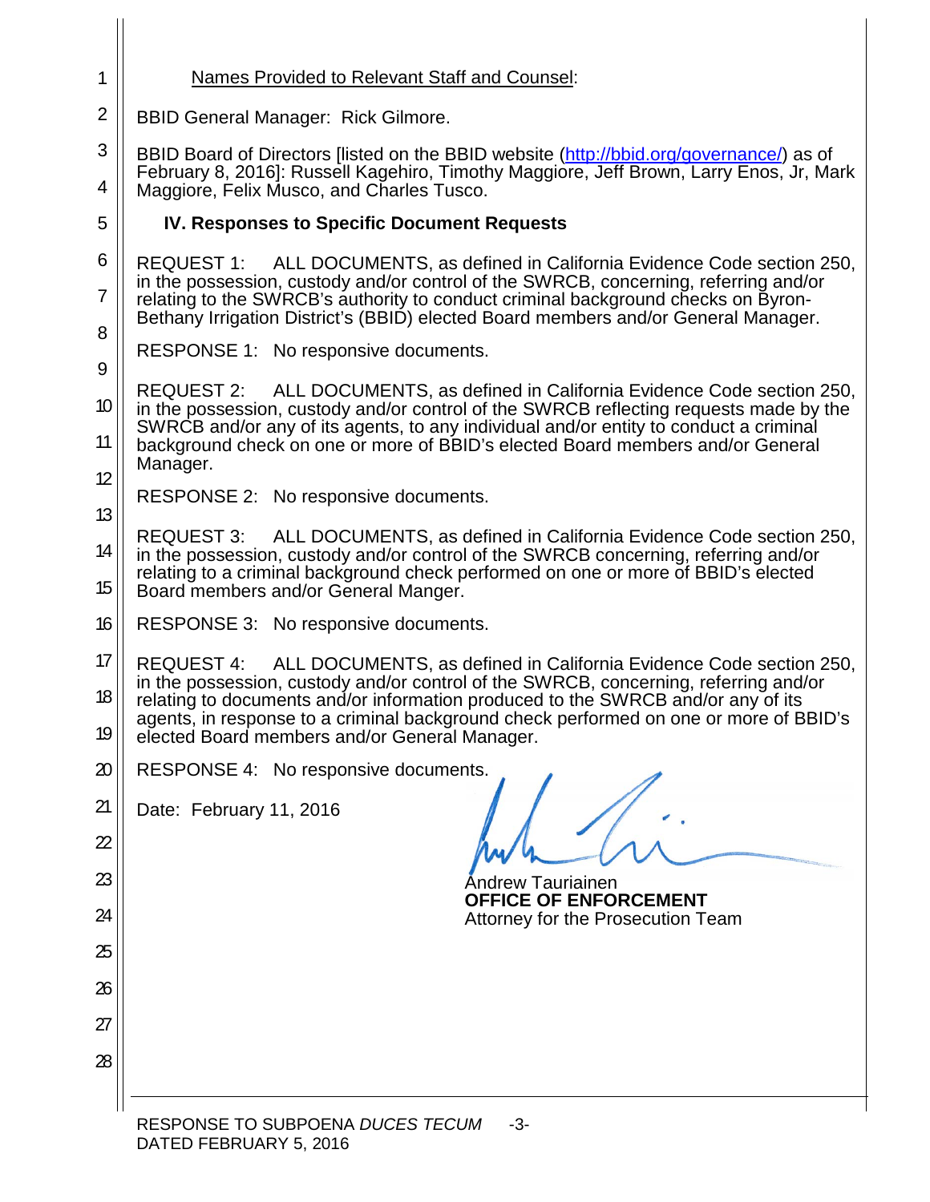Names Provided to Relevant Staff and Counsel:

BBID General Manager: Rick Gilmore.

BBID Board of Directors [listed on the BBID website (http://bbid.org/governance/) as of February 8, 2016]: Russell Kagehiro, Timothy Maggiore, Jeff Brown, Larry Enos, Jr, Mark Maggiore, Felix Musco, and Charles Tusco.

### IV. Responses to Specific Document Requests

REQUEST 1: ALL DOCUMENTS, as defined in California Evidence Code section 250, in the possession, custody and/or control of the SWRCB, concerning, referring and/or relating to the SWRCB's authority to conduct criminal background checks on Byron-Bethany Irrigation District's (BBID) elected Board members and/or General Manager.

RESPONSE 1: No responsive documents.

REQUEST 2: ALL DOCUMENTS, as defined in California Evidence Code section 250, in the possession, custody and/or control of the SWRCB reflecting requests made by the SWRCB and/or any of its agents, to any individual and/or entity to conduct a criminal background check on one or more of BBID's elected Board members and/or General Manager.

RESPONSE 2: No responsive documents.

REQUEST 3: ALL DOCUMENTS, as defined in California Evidence Code section 250, in the possession, custody and/or control of the SWRCB concerning, referring and/or relating to a criminal background check performed on one or more of BBID's elected Board members and/or General Manger.

RESPONSE 3: No responsive documents.

REQUEST 4: ALL DOCUMENTS, as defined in California Evidence Code section 250, in the possession, custody and/or control of the SWRCB, concerning, referring and/or relating to documents and/or information produced to the SWRCB and/or any of its agents, in response to a criminal background check performed on one or more of BBID's elected Board members and/or General Manager.

RESPONSE 4: No responsive documents.

Date: February 11, 2016

Andrew Tauriainen
**OFFICE OF ENFORCEMENT**
Attorney for the Prosecution Team

RESPONSE TO SUBPOENA *DUCES TECUM* DATED FEBRUARY 5, 2016